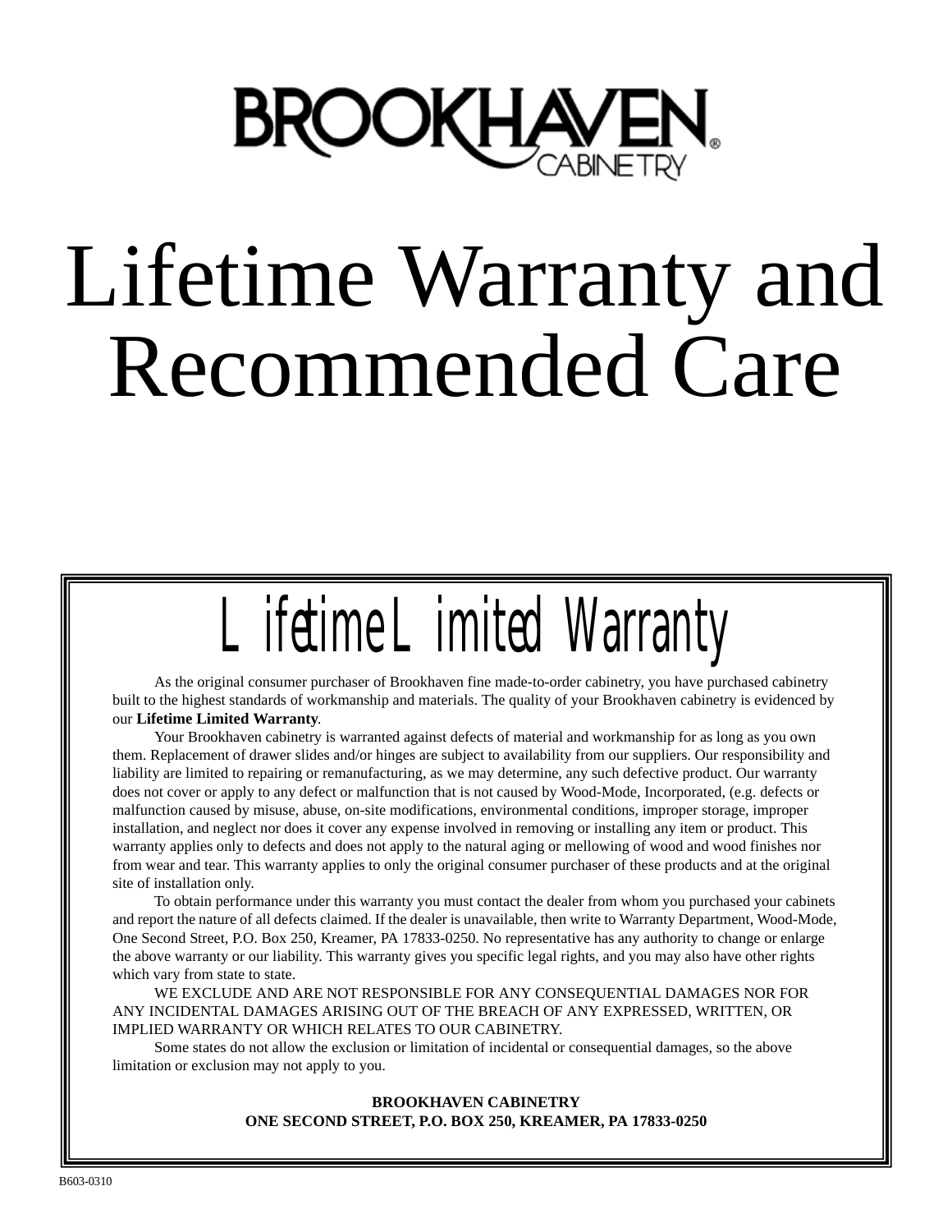BROOKHAVEN CABINETRY®

# Lifetime Warranty and Recommended Care

## Lifetime Limited Warranty

As the original consumer purchaser of Brookhaven fine made-to-order cabinetry, you have purchased cabinetry built to the highest standards of workmanship and materials. The quality of your Brookhaven cabinetry is evidenced by our **Lifetime Limited Warranty**.

Your Brookhaven cabinetry is warranted against defects of material and workmanship for as long as you own them. Replacement of drawer slides and/or hinges are subject to availability from our suppliers. Our responsibility and liability are limited to repairing or remanufacturing, as we may determine, any such defective product. Our warranty does not cover or apply to any defect or malfunction that is not caused by Wood-Mode, Incorporated, (e.g. defects or malfunction caused by misuse, abuse, on-site modifications, environmental conditions, improper storage, improper installation, and neglect nor does it cover any expense involved in removing or installing any item or product. This warranty applies only to defects and does not apply to the natural aging or mellowing of wood and wood finishes nor from wear and tear. This warranty applies to only the original consumer purchaser of these products and at the original site of installation only.

To obtain performance under this warranty you must contact the dealer from whom you purchased your cabinets and report the nature of all defects claimed. If the dealer is unavailable, then write to Warranty Department, Wood-Mode, One Second Street, P.O. Box 250, Kreamer, PA 17833-0250. No representative has any authority to change or enlarge the above warranty or our liability. This warranty gives you specific legal rights, and you may also have other rights which vary from state to state.

WE EXCLUDE AND ARE NOT RESPONSIBLE FOR ANY CONSEQUENTIAL DAMAGES NOR FOR ANY INCIDENTAL DAMAGES ARISING OUT OF THE BREACH OF ANY EXPRESSED, WRITTEN, OR IMPLIED WARRANTY OR WHICH RELATES TO OUR CABINETRY.

Some states do not allow the exclusion or limitation of incidental or consequential damages, so the above limitation or exclusion may not apply to you.

**BROOKHAVEN CABINETRY**
**ONE SECOND STREET, P.O. BOX 250, KREAMER, PA 17833-0250**

B603-0310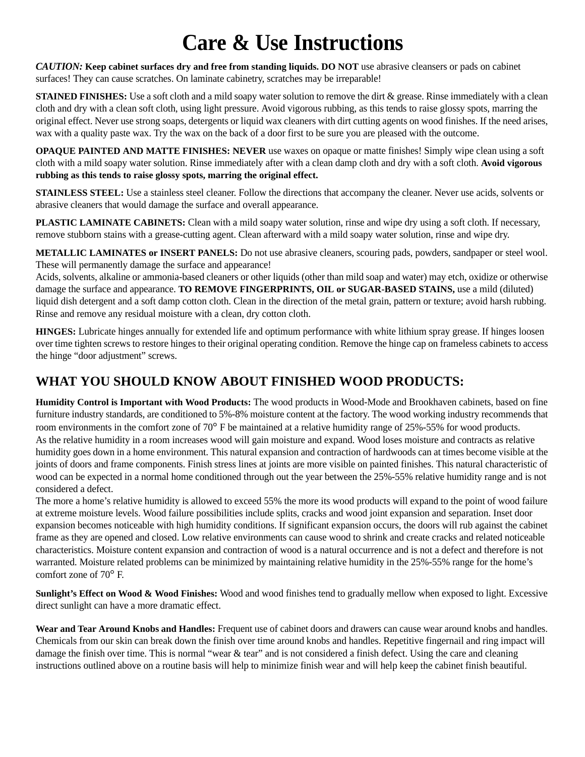# Care & Use Instructions

***CAUTION:*** **Keep cabinet surfaces dry and free from standing liquids. DO NOT** use abrasive cleansers or pads on cabinet surfaces! They can cause scratches. On laminate cabinetry, scratches may be irreparable!

**STAINED FINISHES:** Use a soft cloth and a mild soapy water solution to remove the dirt & grease. Rinse immediately with a clean cloth and dry with a clean soft cloth, using light pressure. Avoid vigorous rubbing, as this tends to raise glossy spots, marring the original effect. Never use strong soaps, detergents or liquid wax cleaners with dirt cutting agents on wood finishes. If the need arises, wax with a quality paste wax. Try the wax on the back of a door first to be sure you are pleased with the outcome.

**OPAQUE PAINTED AND MATTE FINISHES: NEVER** use waxes on opaque or matte finishes! Simply wipe clean using a soft cloth with a mild soapy water solution. Rinse immediately after with a clean damp cloth and dry with a soft cloth. **Avoid vigorous rubbing as this tends to raise glossy spots, marring the original effect.**

**STAINLESS STEEL:** Use a stainless steel cleaner. Follow the directions that accompany the cleaner. Never use acids, solvents or abrasive cleaners that would damage the surface and overall appearance.

**PLASTIC LAMINATE CABINETS:** Clean with a mild soapy water solution, rinse and wipe dry using a soft cloth. If necessary, remove stubborn stains with a grease-cutting agent. Clean afterward with a mild soapy water solution, rinse and wipe dry.

**METALLIC LAMINATES or INSERT PANELS:** Do not use abrasive cleaners, scouring pads, powders, sandpaper or steel wool. These will permanently damage the surface and appearance!
Acids, solvents, alkaline or ammonia-based cleaners or other liquids (other than mild soap and water) may etch, oxidize or otherwise damage the surface and appearance. **TO REMOVE FINGERPRINTS, OIL or SUGAR-BASED STAINS,** use a mild (diluted) liquid dish detergent and a soft damp cotton cloth. Clean in the direction of the metal grain, pattern or texture; avoid harsh rubbing. Rinse and remove any residual moisture with a clean, dry cotton cloth.

**HINGES:** Lubricate hinges annually for extended life and optimum performance with white lithium spray grease. If hinges loosen over time tighten screws to restore hinges to their original operating condition. Remove the hinge cap on frameless cabinets to access the hinge "door adjustment" screws.

## WHAT YOU SHOULD KNOW ABOUT FINISHED WOOD PRODUCTS:

**Humidity Control is Important with Wood Products:** The wood products in Wood-Mode and Brookhaven cabinets, based on fine furniture industry standards, are conditioned to 5%-8% moisture content at the factory. The wood working industry recommends that room environments in the comfort zone of 70° F be maintained at a relative humidity range of 25%-55% for wood products.
As the relative humidity in a room increases wood will gain moisture and expand. Wood loses moisture and contracts as relative humidity goes down in a home environment. This natural expansion and contraction of hardwoods can at times become visible at the joints of doors and frame components. Finish stress lines at joints are more visible on painted finishes. This natural characteristic of wood can be expected in a normal home conditioned through out the year between the 25%-55% relative humidity range and is not considered a defect.
The more a home's relative humidity is allowed to exceed 55% the more its wood products will expand to the point of wood failure at extreme moisture levels. Wood failure possibilities include splits, cracks and wood joint expansion and separation. Inset door expansion becomes noticeable with high humidity conditions. If significant expansion occurs, the doors will rub against the cabinet frame as they are opened and closed. Low relative environments can cause wood to shrink and create cracks and related noticeable characteristics. Moisture content expansion and contraction of wood is a natural occurrence and is not a defect and therefore is not warranted. Moisture related problems can be minimized by maintaining relative humidity in the 25%-55% range for the home's comfort zone of 70° F.

**Sunlight's Effect on Wood & Wood Finishes:** Wood and wood finishes tend to gradually mellow when exposed to light. Excessive direct sunlight can have a more dramatic effect.

**Wear and Tear Around Knobs and Handles:** Frequent use of cabinet doors and drawers can cause wear around knobs and handles. Chemicals from our skin can break down the finish over time around knobs and handles. Repetitive fingernail and ring impact will damage the finish over time. This is normal "wear & tear" and is not considered a finish defect. Using the care and cleaning instructions outlined above on a routine basis will help to minimize finish wear and will help keep the cabinet finish beautiful.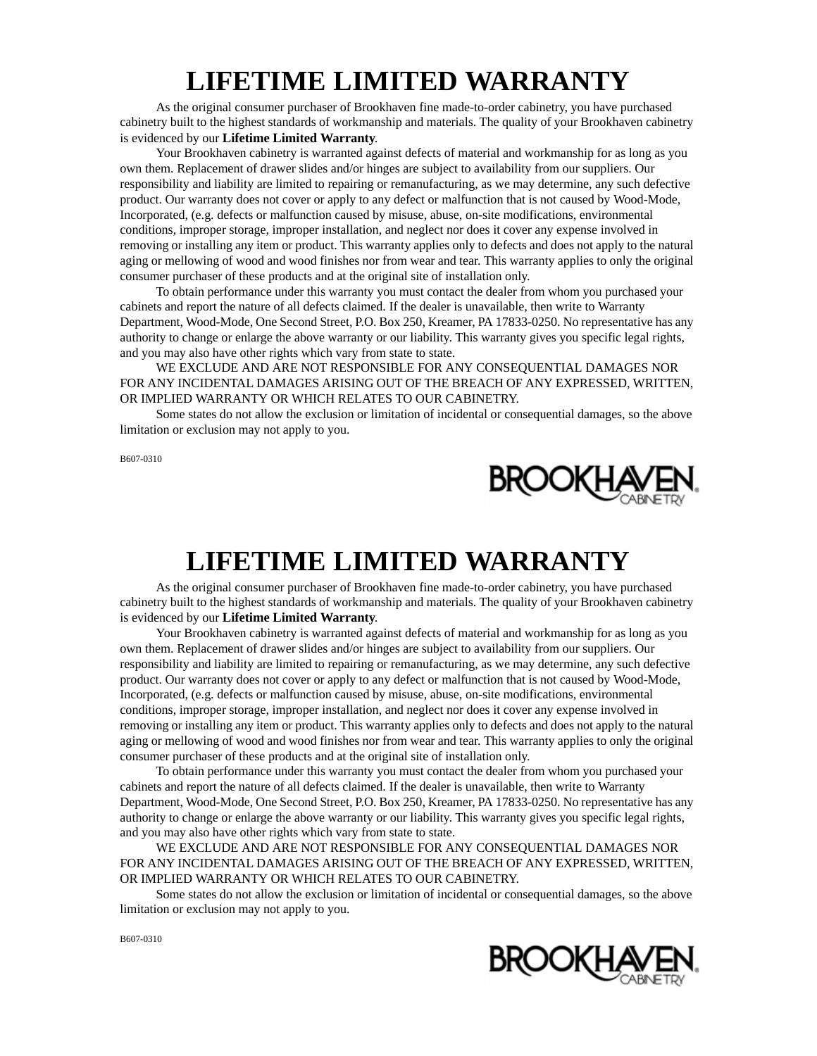# LIFETIME LIMITED WARRANTY

As the original consumer purchaser of Brookhaven fine made-to-order cabinetry, you have purchased cabinetry built to the highest standards of workmanship and materials. The quality of your Brookhaven cabinetry is evidenced by our **Lifetime Limited Warranty**.

Your Brookhaven cabinetry is warranted against defects of material and workmanship for as long as you own them. Replacement of drawer slides and/or hinges are subject to availability from our suppliers. Our responsibility and liability are limited to repairing or remanufacturing, as we may determine, any such defective product. Our warranty does not cover or apply to any defect or malfunction that is not caused by Wood-Mode, Incorporated, (e.g. defects or malfunction caused by misuse, abuse, on-site modifications, environmental conditions, improper storage, improper installation, and neglect nor does it cover any expense involved in removing or installing any item or product. This warranty applies only to defects and does not apply to the natural aging or mellowing of wood and wood finishes nor from wear and tear. This warranty applies to only the original consumer purchaser of these products and at the original site of installation only.

To obtain performance under this warranty you must contact the dealer from whom you purchased your cabinets and report the nature of all defects claimed. If the dealer is unavailable, then write to Warranty Department, Wood-Mode, One Second Street, P.O. Box 250, Kreamer, PA 17833-0250. No representative has any authority to change or enlarge the above warranty or our liability. This warranty gives you specific legal rights, and you may also have other rights which vary from state to state.

WE EXCLUDE AND ARE NOT RESPONSIBLE FOR ANY CONSEQUENTIAL DAMAGES NOR FOR ANY INCIDENTAL DAMAGES ARISING OUT OF THE BREACH OF ANY EXPRESSED, WRITTEN, OR IMPLIED WARRANTY OR WHICH RELATES TO OUR CABINETRY.

Some states do not allow the exclusion or limitation of incidental or consequential damages, so the above limitation or exclusion may not apply to you.

B607-0310

BROOKHAVEN CABINETRY

# LIFETIME LIMITED WARRANTY

As the original consumer purchaser of Brookhaven fine made-to-order cabinetry, you have purchased cabinetry built to the highest standards of workmanship and materials. The quality of your Brookhaven cabinetry is evidenced by our **Lifetime Limited Warranty**.

Your Brookhaven cabinetry is warranted against defects of material and workmanship for as long as you own them. Replacement of drawer slides and/or hinges are subject to availability from our suppliers. Our responsibility and liability are limited to repairing or remanufacturing, as we may determine, any such defective product. Our warranty does not cover or apply to any defect or malfunction that is not caused by Wood-Mode, Incorporated, (e.g. defects or malfunction caused by misuse, abuse, on-site modifications, environmental conditions, improper storage, improper installation, and neglect nor does it cover any expense involved in removing or installing any item or product. This warranty applies only to defects and does not apply to the natural aging or mellowing of wood and wood finishes nor from wear and tear. This warranty applies to only the original consumer purchaser of these products and at the original site of installation only.

To obtain performance under this warranty you must contact the dealer from whom you purchased your cabinets and report the nature of all defects claimed. If the dealer is unavailable, then write to Warranty Department, Wood-Mode, One Second Street, P.O. Box 250, Kreamer, PA 17833-0250. No representative has any authority to change or enlarge the above warranty or our liability. This warranty gives you specific legal rights, and you may also have other rights which vary from state to state.

WE EXCLUDE AND ARE NOT RESPONSIBLE FOR ANY CONSEQUENTIAL DAMAGES NOR FOR ANY INCIDENTAL DAMAGES ARISING OUT OF THE BREACH OF ANY EXPRESSED, WRITTEN, OR IMPLIED WARRANTY OR WHICH RELATES TO OUR CABINETRY.

Some states do not allow the exclusion or limitation of incidental or consequential damages, so the above limitation or exclusion may not apply to you.

B607-0310

BROOKHAVEN CABINETRY